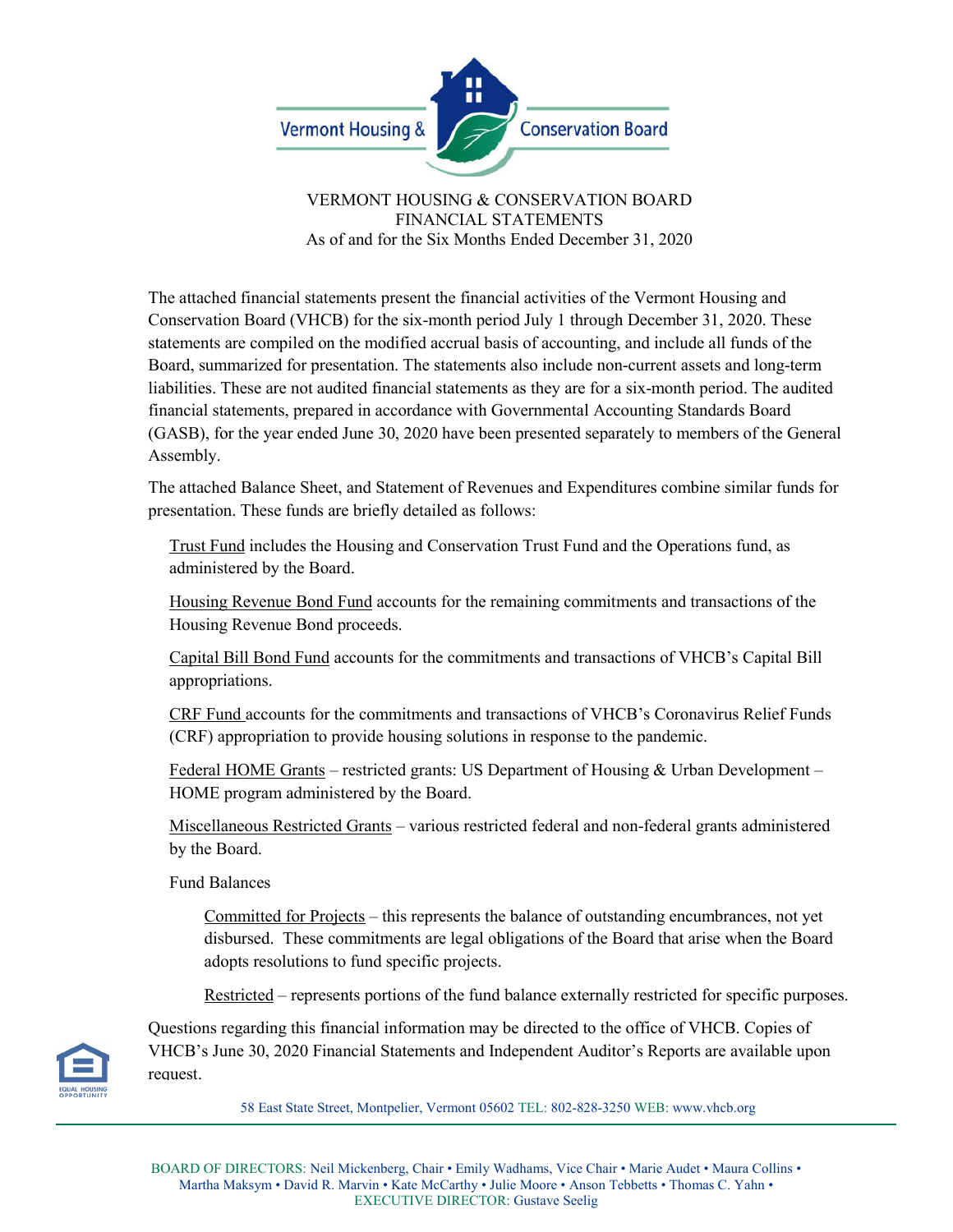Vermont Housing & Conservation Board

# VERMONT HOUSING & CONSERVATION BOARD
## FINANCIAL STATEMENTS
### As of and for the Six Months Ended December 31, 2020

The attached financial statements present the financial activities of the Vermont Housing and Conservation Board (VHCB) for the six-month period July 1 through December 31, 2020. These statements are compiled on the modified accrual basis of accounting, and include all funds of the Board, summarized for presentation. The statements also include non-current assets and long-term liabilities. These are not audited financial statements as they are for a six-month period. The audited financial statements, prepared in accordance with Governmental Accounting Standards Board (GASB), for the year ended June 30, 2020 have been presented separately to members of the General Assembly.

The attached Balance Sheet, and Statement of Revenues and Expenditures combine similar funds for presentation. These funds are briefly detailed as follows:

Trust Fund includes the Housing and Conservation Trust Fund and the Operations fund, as administered by the Board.

Housing Revenue Bond Fund accounts for the remaining commitments and transactions of the Housing Revenue Bond proceeds.

Capital Bill Bond Fund accounts for the commitments and transactions of VHCB's Capital Bill appropriations.

CRF Fund accounts for the commitments and transactions of VHCB's Coronavirus Relief Funds (CRF) appropriation to provide housing solutions in response to the pandemic.

Federal HOME Grants – restricted grants: US Department of Housing & Urban Development – HOME program administered by the Board.

Miscellaneous Restricted Grants – various restricted federal and non-federal grants administered by the Board.

Fund Balances

Committed for Projects – this represents the balance of outstanding encumbrances, not yet disbursed. These commitments are legal obligations of the Board that arise when the Board adopts resolutions to fund specific projects.

Restricted – represents portions of the fund balance externally restricted for specific purposes.

Questions regarding this financial information may be directed to the office of VHCB. Copies of VHCB's June 30, 2020 Financial Statements and Independent Auditor's Reports are available upon request.

58 East State Street, Montpelier, Vermont 05602 TEL: 802-828-3250 WEB: www.vhcb.org

BOARD OF DIRECTORS: Neil Mickenberg, Chair • Emily Wadhams, Vice Chair • Marie Audet • Maura Collins • Martha Maksym • David R. Marvin • Kate McCarthy • Julie Moore • Anson Tebbetts • Thomas C. Yahn •
EXECUTIVE DIRECTOR: Gustave Seelig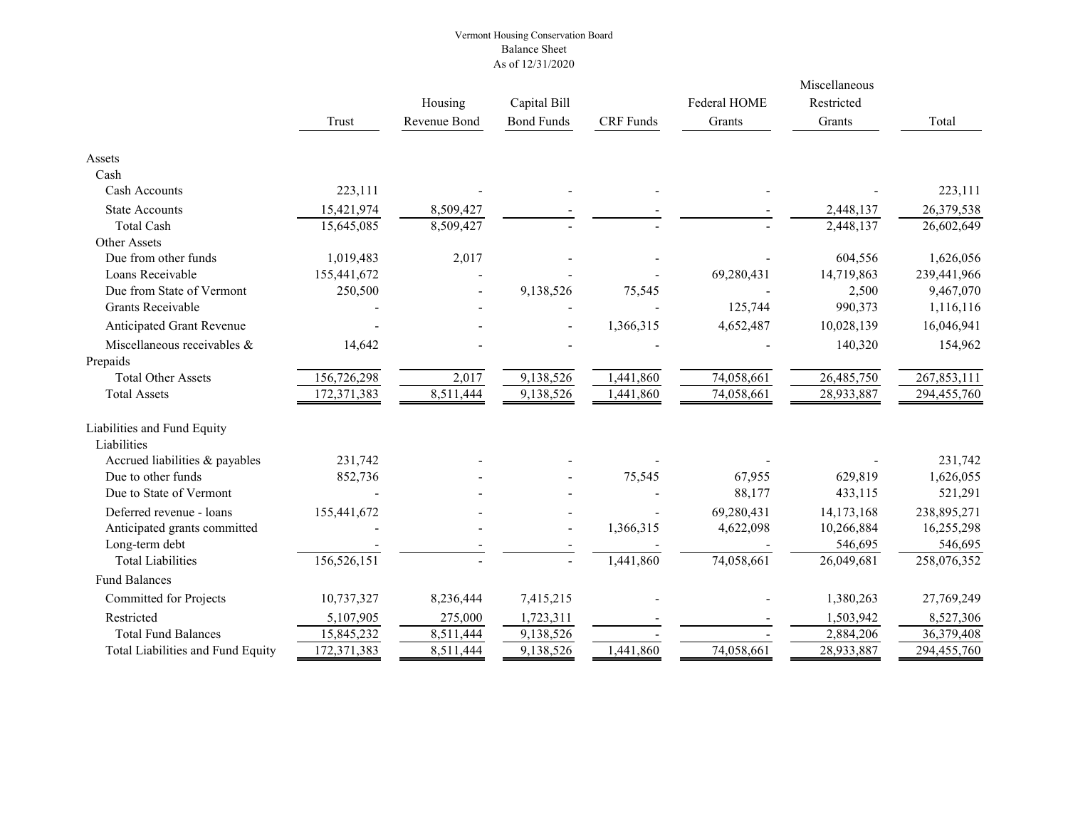Vermont Housing Conservation Board
Balance Sheet
As of 12/31/2020

| | Trust | Housing Revenue Bond | Capital Bill Bond Funds | CRF Funds | Federal HOME Grants | Miscellaneous Restricted Grants | Total |
|---|---|---|---|---|---|---|---|
| **Assets** | | | | | | | |
| Cash | | | | | | | |
| Cash Accounts | 223,111 | - | - | - | - | - | 223,111 |
| State Accounts | 15,421,974 | 8,509,427 | - | - | - | 2,448,137 | 26,379,538 |
| Total Cash | 15,645,085 | 8,509,427 | - | - | - | 2,448,137 | 26,602,649 |
| Other Assets | | | | | | | |
| Due from other funds | 1,019,483 | 2,017 | - | - | - | 604,556 | 1,626,056 |
| Loans Receivable | 155,441,672 | - | - | - | 69,280,431 | 14,719,863 | 239,441,966 |
| Due from State of Vermont | 250,500 | - | 9,138,526 | 75,545 | - | 2,500 | 9,467,070 |
| Grants Receivable | - | - | - | - | 125,744 | 990,373 | 1,116,116 |
| Anticipated Grant Revenue | - | - | - | 1,366,315 | 4,652,487 | 10,028,139 | 16,046,941 |
| Miscellaneous receivables & Prepaids | 14,642 | - | - | - | - | 140,320 | 154,962 |
| Total Other Assets | 156,726,298 | 2,017 | 9,138,526 | 1,441,860 | 74,058,661 | 26,485,750 | 267,853,111 |
| Total Assets | 172,371,383 | 8,511,444 | 9,138,526 | 1,441,860 | 74,058,661 | 28,933,887 | 294,455,760 |
| **Liabilities and Fund Equity** | | | | | | | |
| Liabilities | | | | | | | |
| Accrued liabilities & payables | 231,742 | - | - | - | - | - | 231,742 |
| Due to other funds | 852,736 | - | - | 75,545 | 67,955 | 629,819 | 1,626,055 |
| Due to State of Vermont | - | - | - | - | 88,177 | 433,115 | 521,291 |
| Deferred revenue - loans | 155,441,672 | - | - | - | 69,280,431 | 14,173,168 | 238,895,271 |
| Anticipated grants committed | - | - | - | 1,366,315 | 4,622,098 | 10,266,884 | 16,255,298 |
| Long-term debt | - | - | - | - | - | 546,695 | 546,695 |
| Total Liabilities | 156,526,151 | - | - | 1,441,860 | 74,058,661 | 26,049,681 | 258,076,352 |
| Fund Balances | | | | | | | |
| Committed for Projects | 10,737,327 | 8,236,444 | 7,415,215 | - | - | 1,380,263 | 27,769,249 |
| Restricted | 5,107,905 | 275,000 | 1,723,311 | - | - | 1,503,942 | 8,527,306 |
| Total Fund Balances | 15,845,232 | 8,511,444 | 9,138,526 | - | - | 2,884,206 | 36,379,408 |
| Total Liabilities and Fund Equity | 172,371,383 | 8,511,444 | 9,138,526 | 1,441,860 | 74,058,661 | 28,933,887 | 294,455,760 |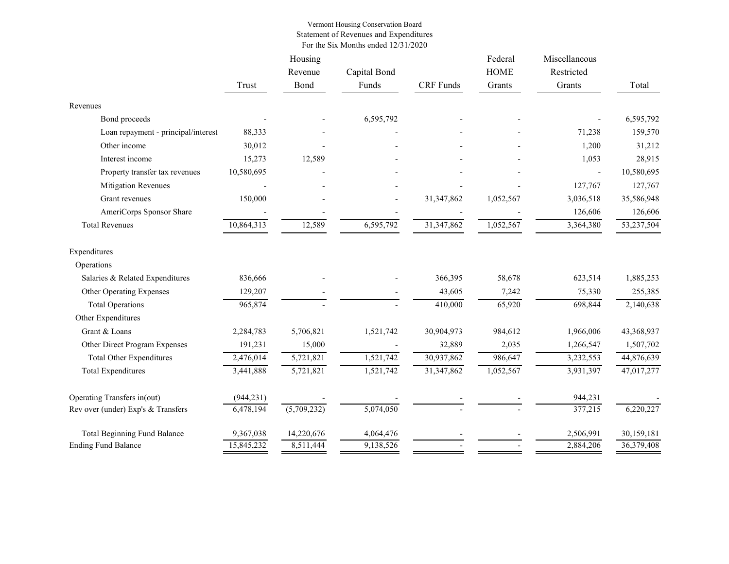Vermont Housing Conservation Board
Statement of Revenues and Expenditures
For the Six Months ended 12/31/2020

| | Trust | Housing Revenue Bond | Capital Bond Funds | CRF Funds | Federal HOME Grants | Miscellaneous Restricted Grants | Total |
|---|---|---|---|---|---|---|---|
| **Revenues** | | | | | | | |
| Bond proceeds | - | - | 6,595,792 | - | - | - | 6,595,792 |
| Loan repayment - principal/interest | 88,333 | - | - | - | - | 71,238 | 159,570 |
| Other income | 30,012 | - | - | - | - | 1,200 | 31,212 |
| Interest income | 15,273 | 12,589 | - | - | - | 1,053 | 28,915 |
| Property transfer tax revenues | 10,580,695 | - | - | - | - | - | 10,580,695 |
| Mitigation Revenues | - | - | - | - | - | 127,767 | 127,767 |
| Grant revenues | 150,000 | - | - | 31,347,862 | 1,052,567 | 3,036,518 | 35,586,948 |
| AmeriCorps Sponsor Share | - | - | - | - | - | 126,606 | 126,606 |
| Total Revenues | 10,864,313 | 12,589 | 6,595,792 | 31,347,862 | 1,052,567 | 3,364,380 | 53,237,504 |
| **Expenditures** | | | | | | | |
| Operations | | | | | | | |
| Salaries & Related Expenditures | 836,666 | - | - | 366,395 | 58,678 | 623,514 | 1,885,253 |
| Other Operating Expenses | 129,207 | - | - | 43,605 | 7,242 | 75,330 | 255,385 |
| Total Operations | 965,874 | - | - | 410,000 | 65,920 | 698,844 | 2,140,638 |
| Other Expenditures | | | | | | | |
| Grant & Loans | 2,284,783 | 5,706,821 | 1,521,742 | 30,904,973 | 984,612 | 1,966,006 | 43,368,937 |
| Other Direct Program Expenses | 191,231 | 15,000 | - | 32,889 | 2,035 | 1,266,547 | 1,507,702 |
| Total Other Expenditures | 2,476,014 | 5,721,821 | 1,521,742 | 30,937,862 | 986,647 | 3,232,553 | 44,876,639 |
| Total Expenditures | 3,441,888 | 5,721,821 | 1,521,742 | 31,347,862 | 1,052,567 | 3,931,397 | 47,017,277 |
| Operating Transfers in(out) | (944,231) | - | - | - | - | 944,231 | - |
| Rev over (under) Exp's & Transfers | 6,478,194 | (5,709,232) | 5,074,050 | - | - | 377,215 | 6,220,227 |
| Total Beginning Fund Balance | 9,367,038 | 14,220,676 | 4,064,476 | - | - | 2,506,991 | 30,159,181 |
| Ending Fund Balance | 15,845,232 | 8,511,444 | 9,138,526 | - | - | 2,884,206 | 36,379,408 |